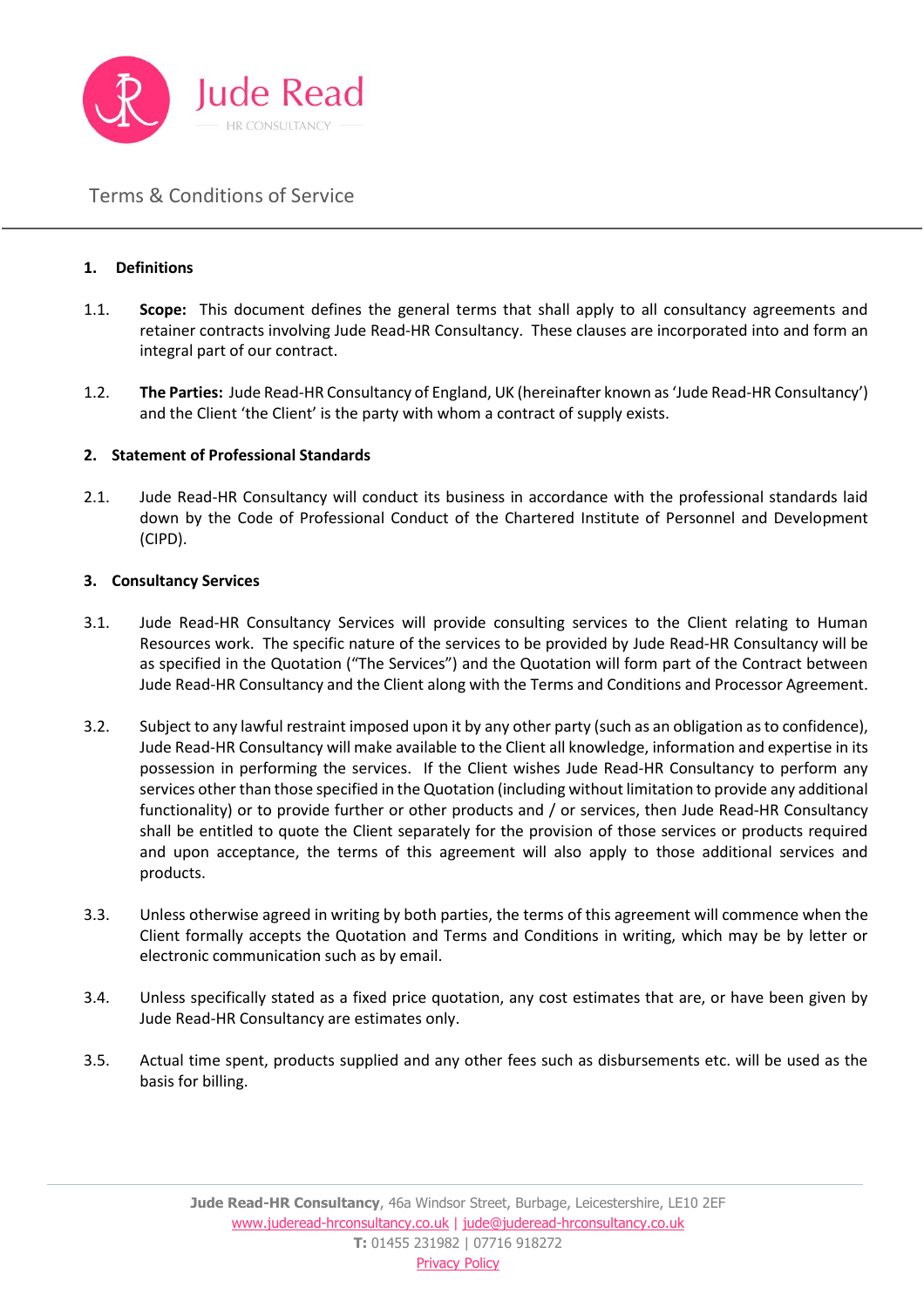Jude Read

HR CONSULTANCY

# Terms & Conditions of Service

## 1. Definitions

1.1. **Scope:** This document defines the general terms that shall apply to all consultancy agreements and retainer contracts involving Jude Read-HR Consultancy. These clauses are incorporated into and form an integral part of our contract.

1.2. **The Parties:** Jude Read-HR Consultancy of England, UK (hereinafter known as 'Jude Read-HR Consultancy') and the Client 'the Client' is the party with whom a contract of supply exists.

## 2. Statement of Professional Standards

2.1. Jude Read-HR Consultancy will conduct its business in accordance with the professional standards laid down by the Code of Professional Conduct of the Chartered Institute of Personnel and Development (CIPD).

## 3. Consultancy Services

3.1. Jude Read-HR Consultancy Services will provide consulting services to the Client relating to Human Resources work. The specific nature of the services to be provided by Jude Read-HR Consultancy will be as specified in the Quotation ("The Services") and the Quotation will form part of the Contract between Jude Read-HR Consultancy and the Client along with the Terms and Conditions and Processor Agreement.

3.2. Subject to any lawful restraint imposed upon it by any other party (such as an obligation as to confidence), Jude Read-HR Consultancy will make available to the Client all knowledge, information and expertise in its possession in performing the services. If the Client wishes Jude Read-HR Consultancy to perform any services other than those specified in the Quotation (including without limitation to provide any additional functionality) or to provide further or other products and / or services, then Jude Read-HR Consultancy shall be entitled to quote the Client separately for the provision of those services or products required and upon acceptance, the terms of this agreement will also apply to those additional services and products.

3.3. Unless otherwise agreed in writing by both parties, the terms of this agreement will commence when the Client formally accepts the Quotation and Terms and Conditions in writing, which may be by letter or electronic communication such as by email.

3.4. Unless specifically stated as a fixed price quotation, any cost estimates that are, or have been given by Jude Read-HR Consultancy are estimates only.

3.5. Actual time spent, products supplied and any other fees such as disbursements etc. will be used as the basis for billing.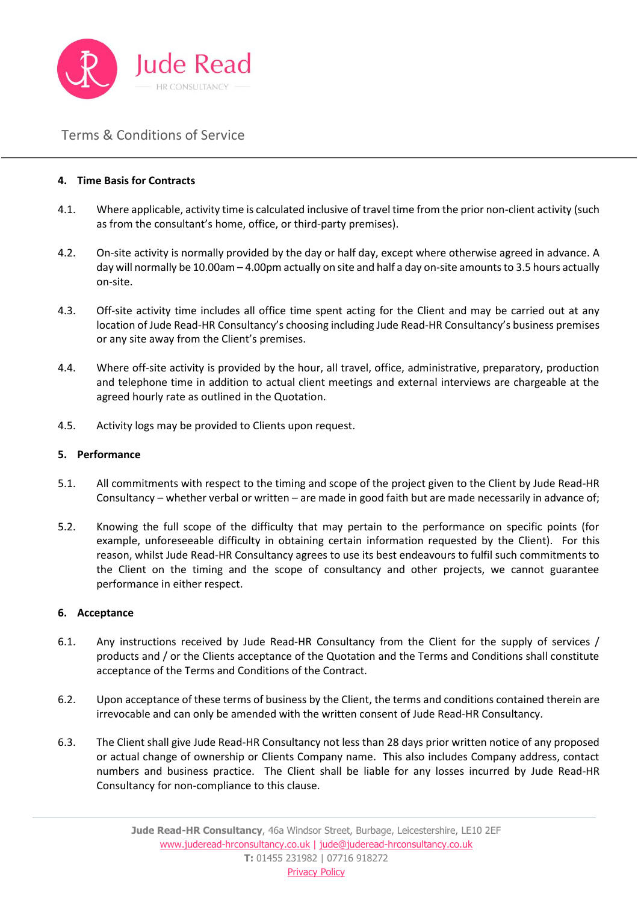## 4. Time Basis for Contracts

4.1. Where applicable, activity time is calculated inclusive of travel time from the prior non-client activity (such as from the consultant's home, office, or third-party premises).

4.2. On-site activity is normally provided by the day or half day, except where otherwise agreed in advance. A day will normally be 10.00am – 4.00pm actually on site and half a day on-site amounts to 3.5 hours actually on-site.

4.3. Off-site activity time includes all office time spent acting for the Client and may be carried out at any location of Jude Read-HR Consultancy's choosing including Jude Read-HR Consultancy's business premises or any site away from the Client's premises.

4.4. Where off-site activity is provided by the hour, all travel, office, administrative, preparatory, production and telephone time in addition to actual client meetings and external interviews are chargeable at the agreed hourly rate as outlined in the Quotation.

4.5. Activity logs may be provided to Clients upon request.

## 5. Performance

5.1. All commitments with respect to the timing and scope of the project given to the Client by Jude Read-HR Consultancy – whether verbal or written – are made in good faith but are made necessarily in advance of;

5.2. Knowing the full scope of the difficulty that may pertain to the performance on specific points (for example, unforeseeable difficulty in obtaining certain information requested by the Client). For this reason, whilst Jude Read-HR Consultancy agrees to use its best endeavours to fulfil such commitments to the Client on the timing and the scope of consultancy and other projects, we cannot guarantee performance in either respect.

## 6. Acceptance

6.1. Any instructions received by Jude Read-HR Consultancy from the Client for the supply of services / products and / or the Clients acceptance of the Quotation and the Terms and Conditions shall constitute acceptance of the Terms and Conditions of the Contract.

6.2. Upon acceptance of these terms of business by the Client, the terms and conditions contained therein are irrevocable and can only be amended with the written consent of Jude Read-HR Consultancy.

6.3. The Client shall give Jude Read-HR Consultancy not less than 28 days prior written notice of any proposed or actual change of ownership or Clients Company name. This also includes Company address, contact numbers and business practice. The Client shall be liable for any losses incurred by Jude Read-HR Consultancy for non-compliance to this clause.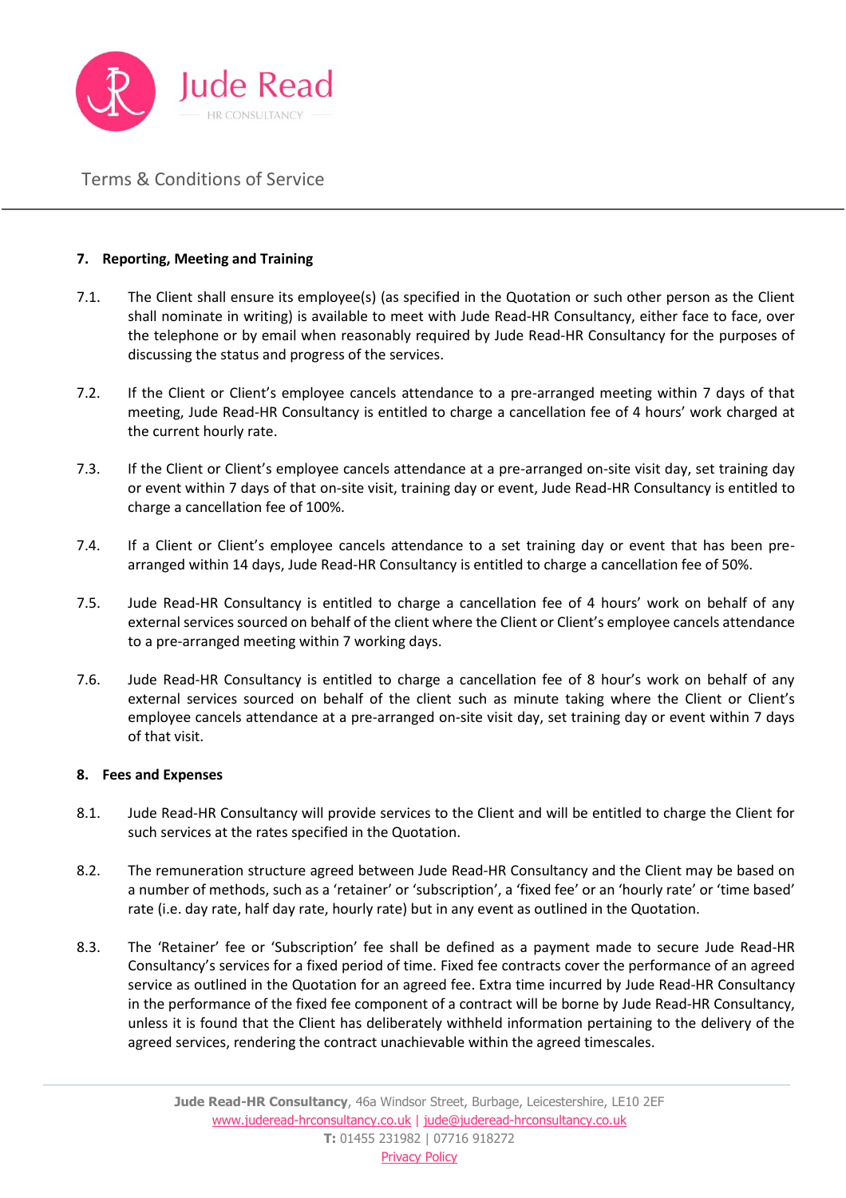## 7. Reporting, Meeting and Training

7.1. The Client shall ensure its employee(s) (as specified in the Quotation or such other person as the Client shall nominate in writing) is available to meet with Jude Read-HR Consultancy, either face to face, over the telephone or by email when reasonably required by Jude Read-HR Consultancy for the purposes of discussing the status and progress of the services.

7.2. If the Client or Client's employee cancels attendance to a pre-arranged meeting within 7 days of that meeting, Jude Read-HR Consultancy is entitled to charge a cancellation fee of 4 hours' work charged at the current hourly rate.

7.3. If the Client or Client's employee cancels attendance at a pre-arranged on-site visit day, set training day or event within 7 days of that on-site visit, training day or event, Jude Read-HR Consultancy is entitled to charge a cancellation fee of 100%.

7.4. If a Client or Client's employee cancels attendance to a set training day or event that has been pre-arranged within 14 days, Jude Read-HR Consultancy is entitled to charge a cancellation fee of 50%.

7.5. Jude Read-HR Consultancy is entitled to charge a cancellation fee of 4 hours' work on behalf of any external services sourced on behalf of the client where the Client or Client's employee cancels attendance to a pre-arranged meeting within 7 working days.

7.6. Jude Read-HR Consultancy is entitled to charge a cancellation fee of 8 hour's work on behalf of any external services sourced on behalf of the client such as minute taking where the Client or Client's employee cancels attendance at a pre-arranged on-site visit day, set training day or event within 7 days of that visit.

## 8. Fees and Expenses

8.1. Jude Read-HR Consultancy will provide services to the Client and will be entitled to charge the Client for such services at the rates specified in the Quotation.

8.2. The remuneration structure agreed between Jude Read-HR Consultancy and the Client may be based on a number of methods, such as a 'retainer' or 'subscription', a 'fixed fee' or an 'hourly rate' or 'time based' rate (i.e. day rate, half day rate, hourly rate) but in any event as outlined in the Quotation.

8.3. The 'Retainer' fee or 'Subscription' fee shall be defined as a payment made to secure Jude Read-HR Consultancy's services for a fixed period of time. Fixed fee contracts cover the performance of an agreed service as outlined in the Quotation for an agreed fee. Extra time incurred by Jude Read-HR Consultancy in the performance of the fixed fee component of a contract will be borne by Jude Read-HR Consultancy, unless it is found that the Client has deliberately withheld information pertaining to the delivery of the agreed services, rendering the contract unachievable within the agreed timescales.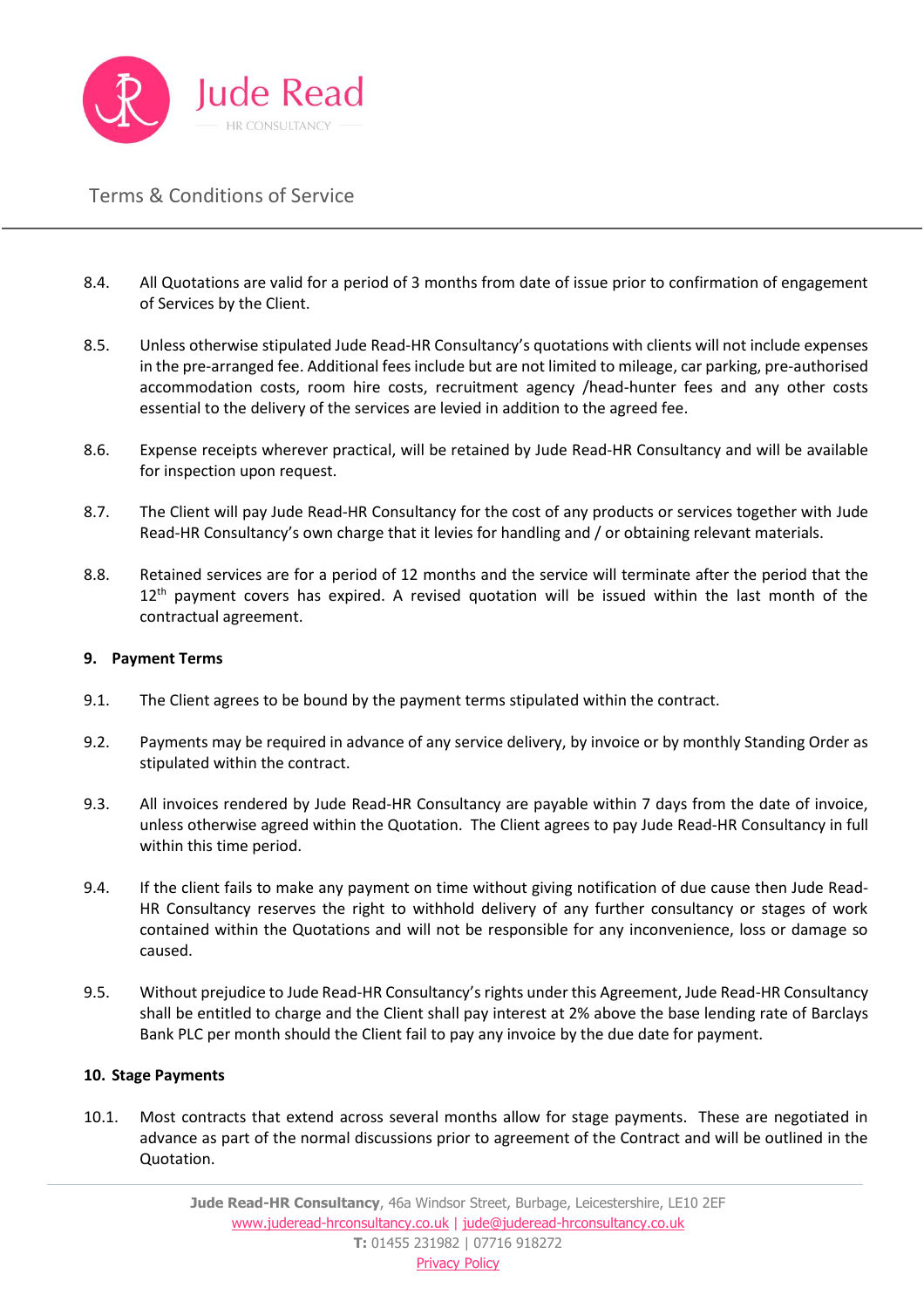8.4. All Quotations are valid for a period of 3 months from date of issue prior to confirmation of engagement of Services by the Client.

8.5. Unless otherwise stipulated Jude Read-HR Consultancy's quotations with clients will not include expenses in the pre-arranged fee. Additional fees include but are not limited to mileage, car parking, pre-authorised accommodation costs, room hire costs, recruitment agency /head-hunter fees and any other costs essential to the delivery of the services are levied in addition to the agreed fee.

8.6. Expense receipts wherever practical, will be retained by Jude Read-HR Consultancy and will be available for inspection upon request.

8.7. The Client will pay Jude Read-HR Consultancy for the cost of any products or services together with Jude Read-HR Consultancy's own charge that it levies for handling and / or obtaining relevant materials.

8.8. Retained services are for a period of 12 months and the service will terminate after the period that the 12th payment covers has expired. A revised quotation will be issued within the last month of the contractual agreement.

**9. Payment Terms**

9.1. The Client agrees to be bound by the payment terms stipulated within the contract.

9.2. Payments may be required in advance of any service delivery, by invoice or by monthly Standing Order as stipulated within the contract.

9.3. All invoices rendered by Jude Read-HR Consultancy are payable within 7 days from the date of invoice, unless otherwise agreed within the Quotation. The Client agrees to pay Jude Read-HR Consultancy in full within this time period.

9.4. If the client fails to make any payment on time without giving notification of due cause then Jude Read-HR Consultancy reserves the right to withhold delivery of any further consultancy or stages of work contained within the Quotations and will not be responsible for any inconvenience, loss or damage so caused.

9.5. Without prejudice to Jude Read-HR Consultancy's rights under this Agreement, Jude Read-HR Consultancy shall be entitled to charge and the Client shall pay interest at 2% above the base lending rate of Barclays Bank PLC per month should the Client fail to pay any invoice by the due date for payment.

**10. Stage Payments**

10.1. Most contracts that extend across several months allow for stage payments. These are negotiated in advance as part of the normal discussions prior to agreement of the Contract and will be outlined in the Quotation.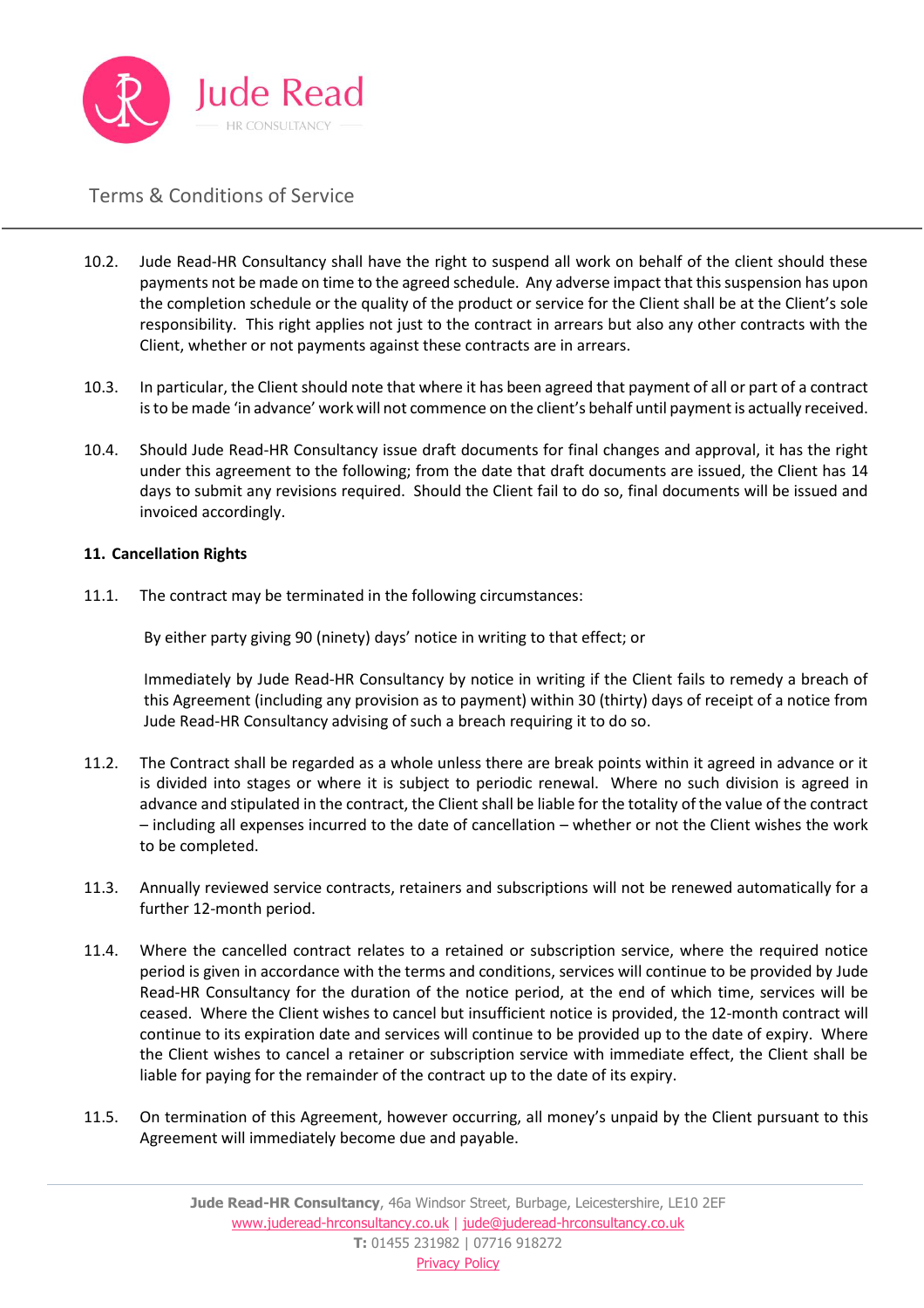10.2. Jude Read-HR Consultancy shall have the right to suspend all work on behalf of the client should these payments not be made on time to the agreed schedule. Any adverse impact that this suspension has upon the completion schedule or the quality of the product or service for the Client shall be at the Client's sole responsibility. This right applies not just to the contract in arrears but also any other contracts with the Client, whether or not payments against these contracts are in arrears.

10.3. In particular, the Client should note that where it has been agreed that payment of all or part of a contract is to be made 'in advance' work will not commence on the client's behalf until payment is actually received.

10.4. Should Jude Read-HR Consultancy issue draft documents for final changes and approval, it has the right under this agreement to the following; from the date that draft documents are issued, the Client has 14 days to submit any revisions required. Should the Client fail to do so, final documents will be issued and invoiced accordingly.

**11. Cancellation Rights**

11.1. The contract may be terminated in the following circumstances:

By either party giving 90 (ninety) days' notice in writing to that effect; or

Immediately by Jude Read-HR Consultancy by notice in writing if the Client fails to remedy a breach of this Agreement (including any provision as to payment) within 30 (thirty) days of receipt of a notice from Jude Read-HR Consultancy advising of such a breach requiring it to do so.

11.2. The Contract shall be regarded as a whole unless there are break points within it agreed in advance or it is divided into stages or where it is subject to periodic renewal. Where no such division is agreed in advance and stipulated in the contract, the Client shall be liable for the totality of the value of the contract – including all expenses incurred to the date of cancellation – whether or not the Client wishes the work to be completed.

11.3. Annually reviewed service contracts, retainers and subscriptions will not be renewed automatically for a further 12-month period.

11.4. Where the cancelled contract relates to a retained or subscription service, where the required notice period is given in accordance with the terms and conditions, services will continue to be provided by Jude Read-HR Consultancy for the duration of the notice period, at the end of which time, services will be ceased. Where the Client wishes to cancel but insufficient notice is provided, the 12-month contract will continue to its expiration date and services will continue to be provided up to the date of expiry. Where the Client wishes to cancel a retainer or subscription service with immediate effect, the Client shall be liable for paying for the remainder of the contract up to the date of its expiry.

11.5. On termination of this Agreement, however occurring, all money's unpaid by the Client pursuant to this Agreement will immediately become due and payable.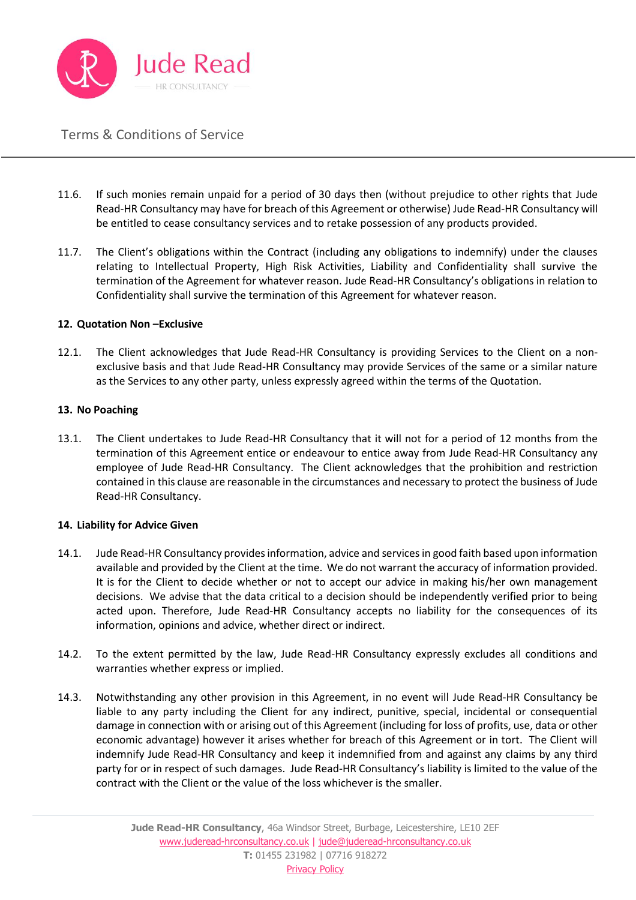11.6. If such monies remain unpaid for a period of 30 days then (without prejudice to other rights that Jude Read-HR Consultancy may have for breach of this Agreement or otherwise) Jude Read-HR Consultancy will be entitled to cease consultancy services and to retake possession of any products provided.

11.7. The Client's obligations within the Contract (including any obligations to indemnify) under the clauses relating to Intellectual Property, High Risk Activities, Liability and Confidentiality shall survive the termination of the Agreement for whatever reason. Jude Read-HR Consultancy's obligations in relation to Confidentiality shall survive the termination of this Agreement for whatever reason.

**12. Quotation Non –Exclusive**

12.1. The Client acknowledges that Jude Read-HR Consultancy is providing Services to the Client on a non-exclusive basis and that Jude Read-HR Consultancy may provide Services of the same or a similar nature as the Services to any other party, unless expressly agreed within the terms of the Quotation.

**13. No Poaching**

13.1. The Client undertakes to Jude Read-HR Consultancy that it will not for a period of 12 months from the termination of this Agreement entice or endeavour to entice away from Jude Read-HR Consultancy any employee of Jude Read-HR Consultancy. The Client acknowledges that the prohibition and restriction contained in this clause are reasonable in the circumstances and necessary to protect the business of Jude Read-HR Consultancy.

**14. Liability for Advice Given**

14.1. Jude Read-HR Consultancy provides information, advice and services in good faith based upon information available and provided by the Client at the time. We do not warrant the accuracy of information provided. It is for the Client to decide whether or not to accept our advice in making his/her own management decisions. We advise that the data critical to a decision should be independently verified prior to being acted upon. Therefore, Jude Read-HR Consultancy accepts no liability for the consequences of its information, opinions and advice, whether direct or indirect.

14.2. To the extent permitted by the law, Jude Read-HR Consultancy expressly excludes all conditions and warranties whether express or implied.

14.3. Notwithstanding any other provision in this Agreement, in no event will Jude Read-HR Consultancy be liable to any party including the Client for any indirect, punitive, special, incidental or consequential damage in connection with or arising out of this Agreement (including for loss of profits, use, data or other economic advantage) however it arises whether for breach of this Agreement or in tort. The Client will indemnify Jude Read-HR Consultancy and keep it indemnified from and against any claims by any third party for or in respect of such damages. Jude Read-HR Consultancy's liability is limited to the value of the contract with the Client or the value of the loss whichever is the smaller.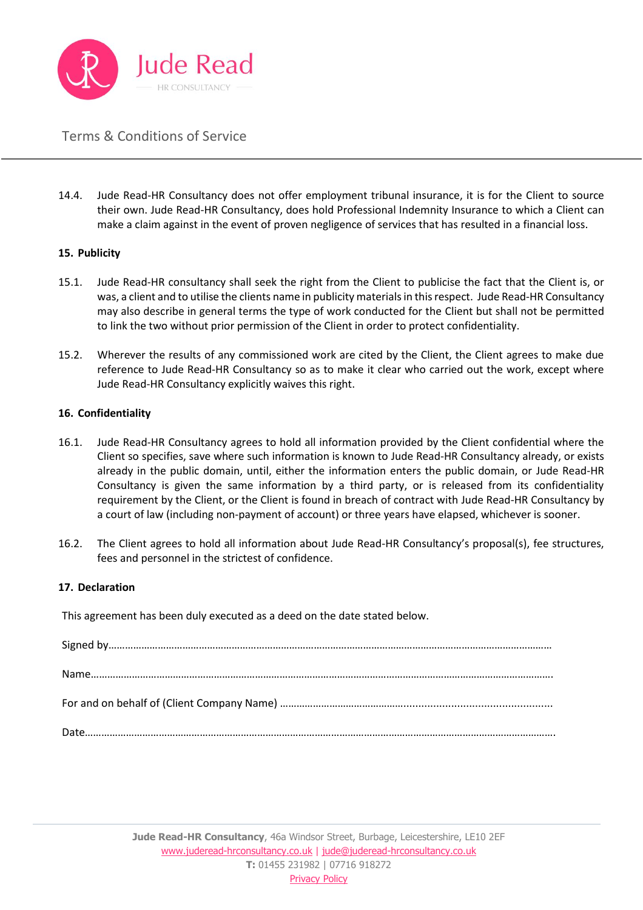14.4. Jude Read-HR Consultancy does not offer employment tribunal insurance, it is for the Client to source their own. Jude Read-HR Consultancy, does hold Professional Indemnity Insurance to which a Client can make a claim against in the event of proven negligence of services that has resulted in a financial loss.

**15. Publicity**

15.1. Jude Read-HR consultancy shall seek the right from the Client to publicise the fact that the Client is, or was, a client and to utilise the clients name in publicity materials in this respect. Jude Read-HR Consultancy may also describe in general terms the type of work conducted for the Client but shall not be permitted to link the two without prior permission of the Client in order to protect confidentiality.

15.2. Wherever the results of any commissioned work are cited by the Client, the Client agrees to make due reference to Jude Read-HR Consultancy so as to make it clear who carried out the work, except where Jude Read-HR Consultancy explicitly waives this right.

**16. Confidentiality**

16.1. Jude Read-HR Consultancy agrees to hold all information provided by the Client confidential where the Client so specifies, save where such information is known to Jude Read-HR Consultancy already, or exists already in the public domain, until, either the information enters the public domain, or Jude Read-HR Consultancy is given the same information by a third party, or is released from its confidentiality requirement by the Client, or the Client is found in breach of contract with Jude Read-HR Consultancy by a court of law (including non-payment of account) or three years have elapsed, whichever is sooner.

16.2. The Client agrees to hold all information about Jude Read-HR Consultancy's proposal(s), fee structures, fees and personnel in the strictest of confidence.

**17. Declaration**

This agreement has been duly executed as a deed on the date stated below.

Signed by……………………………………………………………………………………………………………………………………………

Name…………………………………………………………………………………………………………………………………………………

For and on behalf of (Client Company Name) …………………………………………………………………………………

Date…………………………………………………………………………………………………………………………………………………